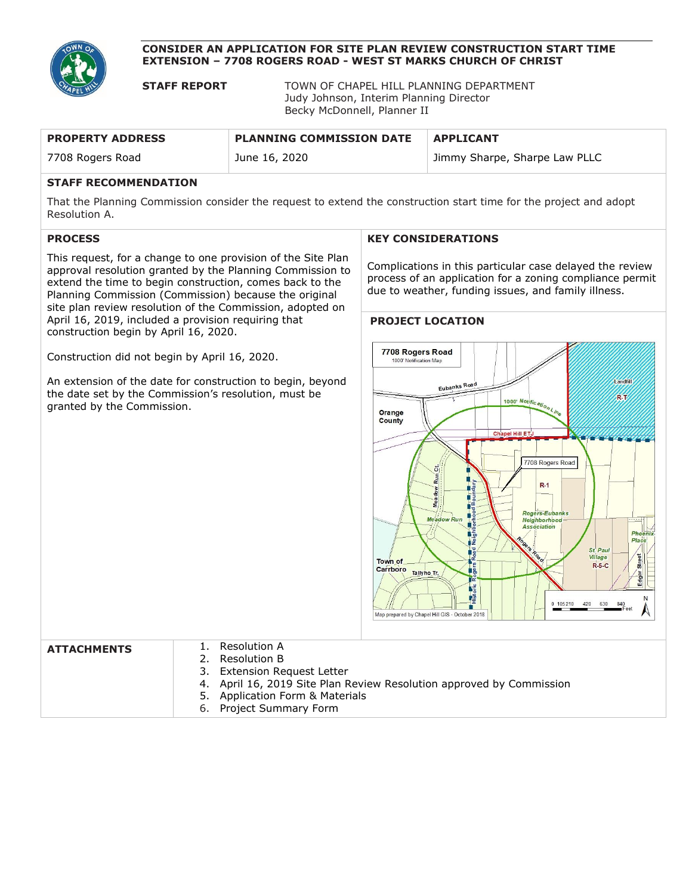# CONSIDER AN APPLICATION FOR SITE PLAN REVIEW CONSTRUCTION START TIME EXTENSION – 7708 ROGERS ROAD - WEST ST MARKS CHURCH OF CHRIST

**STAFF REPORT**

TOWN OF CHAPEL HILL PLANNING DEPARTMENT
Judy Johnson, Interim Planning Director
Becky McDonnell, Planner II

| PROPERTY ADDRESS | PLANNING COMMISSION DATE | APPLICANT |
| --- | --- | --- |
| 7708 Rogers Road | June 16, 2020 | Jimmy Sharpe, Sharpe Law PLLC |

## STAFF RECOMMENDATION

That the Planning Commission consider the request to extend the construction start time for the project and adopt Resolution A.

## PROCESS

This request, for a change to one provision of the Site Plan approval resolution granted by the Planning Commission to extend the time to begin construction, comes back to the Planning Commission (Commission) because the original site plan review resolution of the Commission, adopted on April 16, 2019, included a provision requiring that construction begin by April 16, 2020.

Construction did not begin by April 16, 2020.

An extension of the date for construction to begin, beyond the date set by the Commission's resolution, must be granted by the Commission.

## KEY CONSIDERATIONS

Complications in this particular case delayed the review process of an application for a zoning compliance permit due to weather, funding issues, and family illness.

## PROJECT LOCATION

## ATTACHMENTS

1. Resolution A
2. Resolution B
3. Extension Request Letter
4. April 16, 2019 Site Plan Review Resolution approved by Commission
5. Application Form & Materials
6. Project Summary Form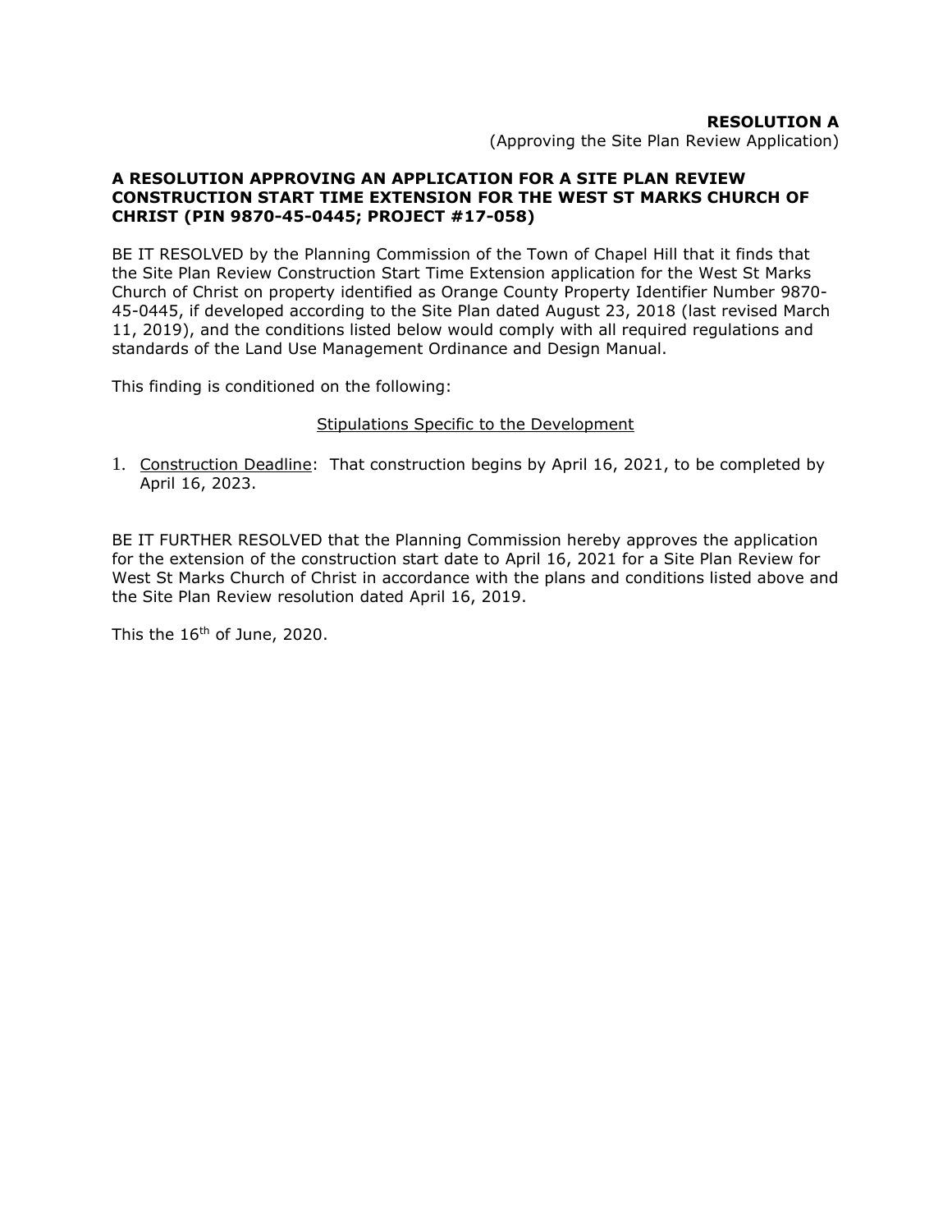**RESOLUTION A**

(Approving the Site Plan Review Application)

**A RESOLUTION APPROVING AN APPLICATION FOR A SITE PLAN REVIEW CONSTRUCTION START TIME EXTENSION FOR THE WEST ST MARKS CHURCH OF CHRIST (PIN 9870-45-0445; PROJECT #17-058)**

BE IT RESOLVED by the Planning Commission of the Town of Chapel Hill that it finds that the Site Plan Review Construction Start Time Extension application for the West St Marks Church of Christ on property identified as Orange County Property Identifier Number 9870-45-0445, if developed according to the Site Plan dated August 23, 2018 (last revised March 11, 2019), and the conditions listed below would comply with all required regulations and standards of the Land Use Management Ordinance and Design Manual.

This finding is conditioned on the following:

Stipulations Specific to the Development

1. Construction Deadline: That construction begins by April 16, 2021, to be completed by April 16, 2023.

BE IT FURTHER RESOLVED that the Planning Commission hereby approves the application for the extension of the construction start date to April 16, 2021 for a Site Plan Review for West St Marks Church of Christ in accordance with the plans and conditions listed above and the Site Plan Review resolution dated April 16, 2019.

This the 16th of June, 2020.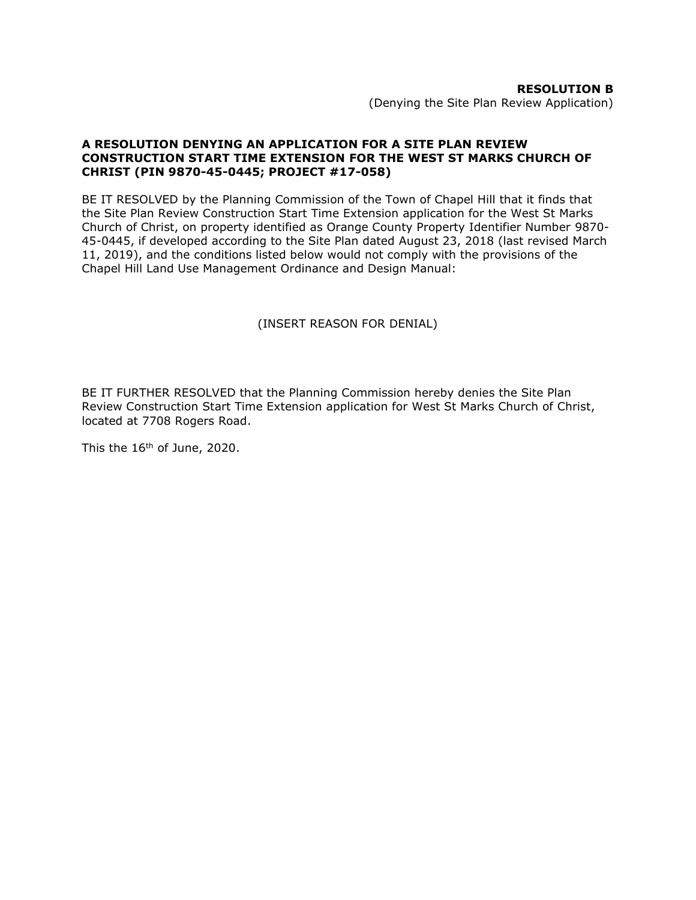**RESOLUTION B**

(Denying the Site Plan Review Application)

**A RESOLUTION DENYING AN APPLICATION FOR A SITE PLAN REVIEW CONSTRUCTION START TIME EXTENSION FOR THE WEST ST MARKS CHURCH OF CHRIST (PIN 9870-45-0445; PROJECT #17-058)**

BE IT RESOLVED by the Planning Commission of the Town of Chapel Hill that it finds that the Site Plan Review Construction Start Time Extension application for the West St Marks Church of Christ, on property identified as Orange County Property Identifier Number 9870-45-0445, if developed according to the Site Plan dated August 23, 2018 (last revised March 11, 2019), and the conditions listed below would not comply with the provisions of the Chapel Hill Land Use Management Ordinance and Design Manual:

(INSERT REASON FOR DENIAL)

BE IT FURTHER RESOLVED that the Planning Commission hereby denies the Site Plan Review Construction Start Time Extension application for West St Marks Church of Christ, located at 7708 Rogers Road.

This the 16th of June, 2020.